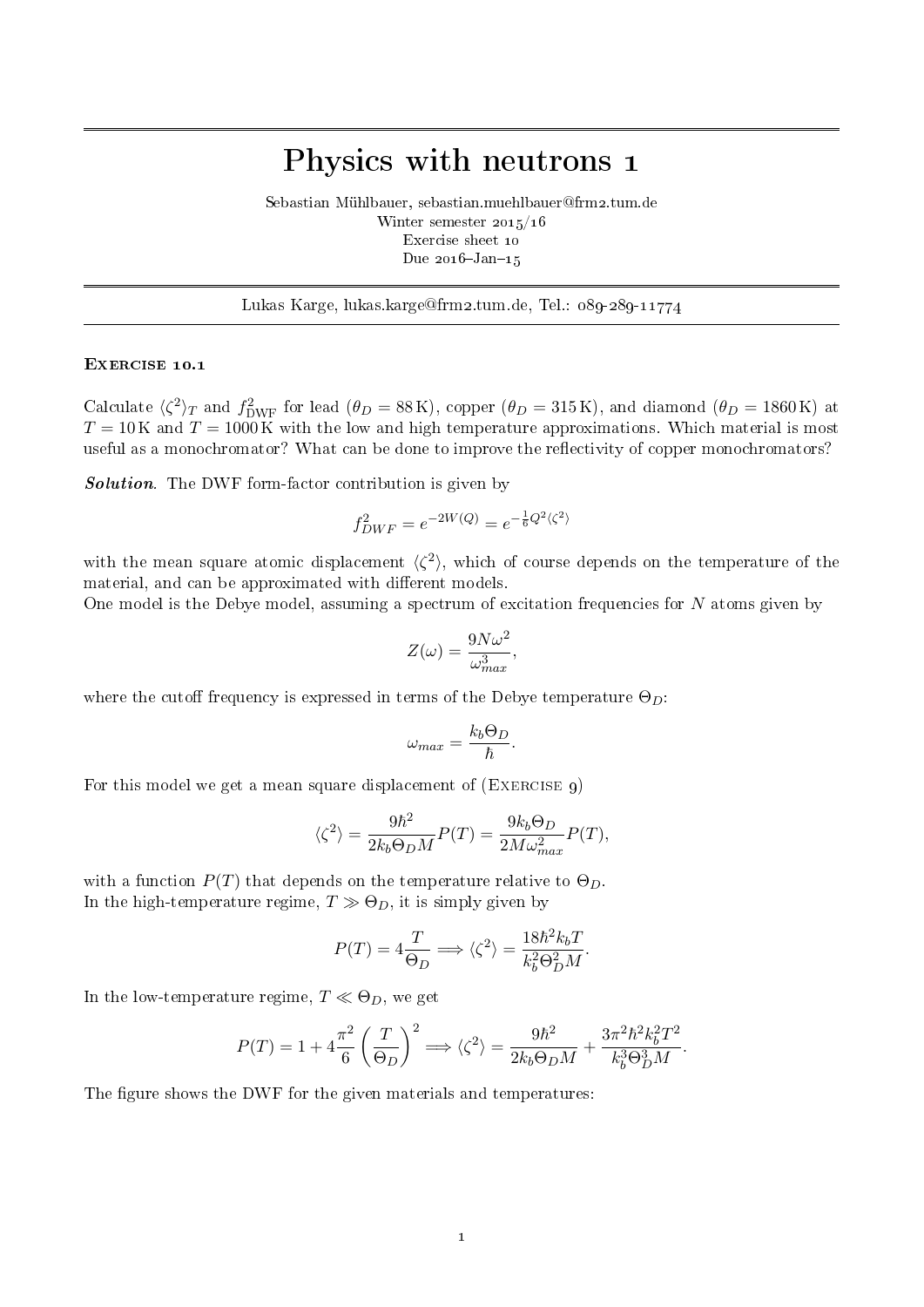# Physics with neutrons 1

Sebastian Mühlbauer, sebastian.muehlbauer@frm2.tum.de
Winter semester 2015/16
Exercise sheet 10
Due 2016–Jan–15

Lukas Karge, lukas.karge@frm2.tum.de, Tel.: 089-289-11774

## Exercise 10.1

Calculate $\langle \zeta^2 \rangle_T$ and $f^2_{\text{DWF}}$ for lead ($\theta_D = 88\,\text{K}$), copper ($\theta_D = 315\,\text{K}$), and diamond ($\theta_D = 1860\,\text{K}$) at $T = 10\,\text{K}$ and $T = 1000\,\text{K}$ with the low and high temperature approximations. Which material is most useful as a monochromator? What can be done to improve the reflectivity of copper monochromators?

***Solution.*** The DWF form-factor contribution is given by

$$f^2_{DWF} = e^{-2W(Q)} = e^{-\frac{1}{6}Q^2\langle\zeta^2\rangle}$$

with the mean square atomic displacement $\langle\zeta^2\rangle$, which of course depends on the temperature of the material, and can be approximated with different models.
One model is the Debye model, assuming a spectrum of excitation frequencies for $N$ atoms given by

$$Z(\omega) = \frac{9N\omega^2}{\omega^3_{max}},$$

where the cutoff frequency is expressed in terms of the Debye temperature $\Theta_D$:

$$\omega_{max} = \frac{k_b\Theta_D}{\hbar}.$$

For this model we get a mean square displacement of (Exercise 9)

$$\langle\zeta^2\rangle = \frac{9\hbar^2}{2k_b\Theta_D M}P(T) = \frac{9k_b\Theta_D}{2M\omega^2_{max}}P(T),$$

with a function $P(T)$ that depends on the temperature relative to $\Theta_D$.
In the high-temperature regime, $T \gg \Theta_D$, it is simply given by

$$P(T) = 4\frac{T}{\Theta_D} \Longrightarrow \langle\zeta^2\rangle = \frac{18\hbar^2 k_b T}{k_b^2\Theta_D^2 M}.$$

In the low-temperature regime, $T \ll \Theta_D$, we get

$$P(T) = 1 + 4\frac{\pi^2}{6}\left(\frac{T}{\Theta_D}\right)^2 \Longrightarrow \langle\zeta^2\rangle = \frac{9\hbar^2}{2k_b\Theta_D M} + \frac{3\pi^2\hbar^2 k_b^2 T^2}{k_b^3\Theta_D^3 M}.$$

The figure shows the DWF for the given materials and temperatures: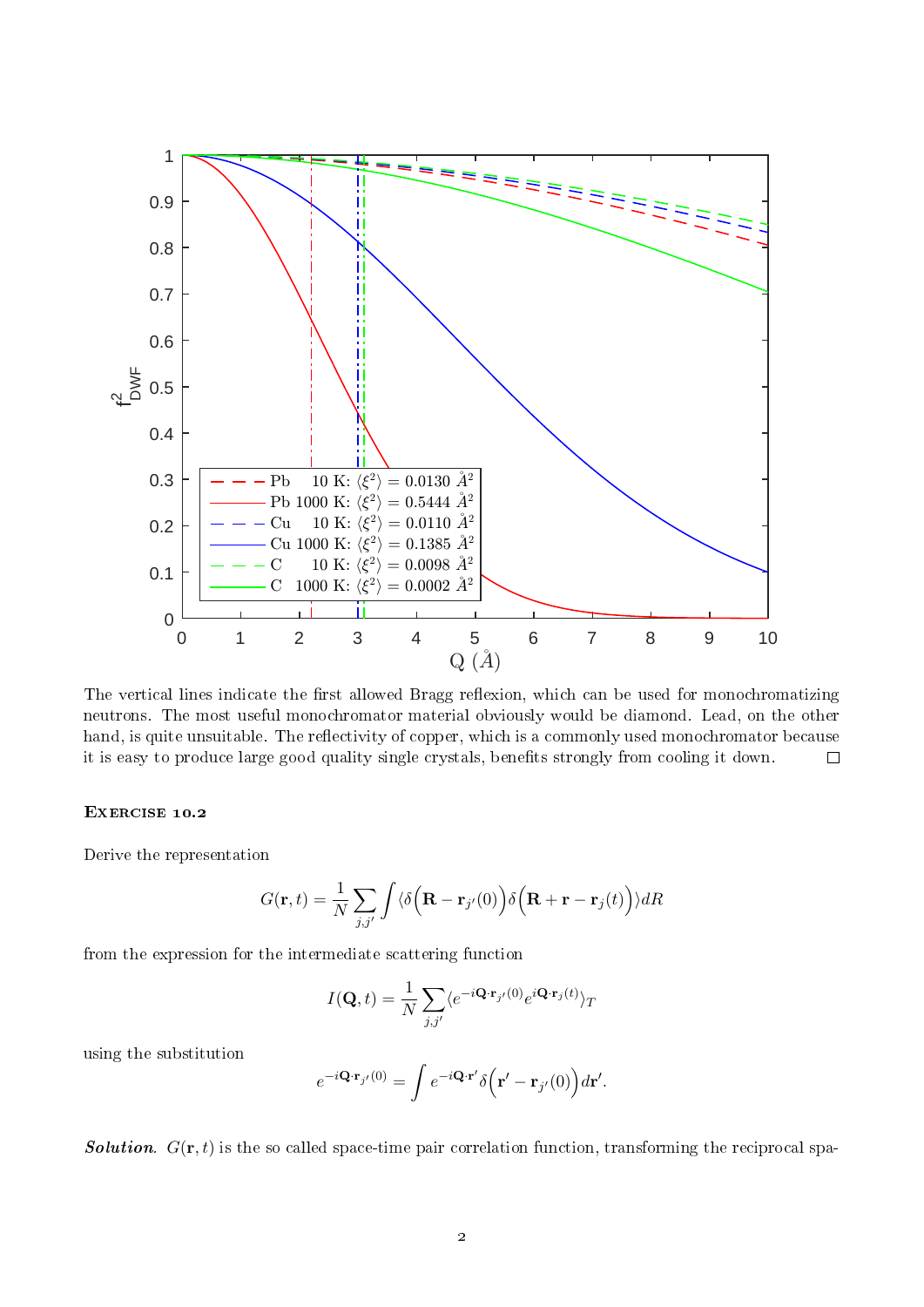The vertical lines indicate the first allowed Bragg reflexion, which can be used for monochromatizing neutrons. The most useful monochromator material obviously would be diamond. Lead, on the other hand, is quite unsuitable. The reflectivity of copper, which is a commonly used monochromator because it is easy to produce large good quality single crystals, benefits strongly from cooling it down. □

## Exercise 10.2

Derive the representation

$$G(\mathbf{r},t) = \frac{1}{N}\sum_{j,j'}\int \langle \delta\Big(\mathbf{R} - \mathbf{r}_{j'}(0)\Big)\delta\Big(\mathbf{R} + \mathbf{r} - \mathbf{r}_j(t)\Big)\rangle dR$$

from the expression for the intermediate scattering function

$$I(\mathbf{Q},t) = \frac{1}{N}\sum_{j,j'}\langle e^{-i\mathbf{Q}\cdot\mathbf{r}_{j'}(0)}e^{i\mathbf{Q}\cdot\mathbf{r}_j(t)}\rangle_T$$

using the substitution

$$e^{-i\mathbf{Q}\cdot\mathbf{r}_{j'}(0)} = \int e^{-i\mathbf{Q}\cdot\mathbf{r}'}\delta\Big(\mathbf{r}' - \mathbf{r}_{j'}(0)\Big)d\mathbf{r}'.$$

***Solution.*** $G(\mathbf{r},t)$ is the so called space-time pair correlation function, transforming the reciprocal spa-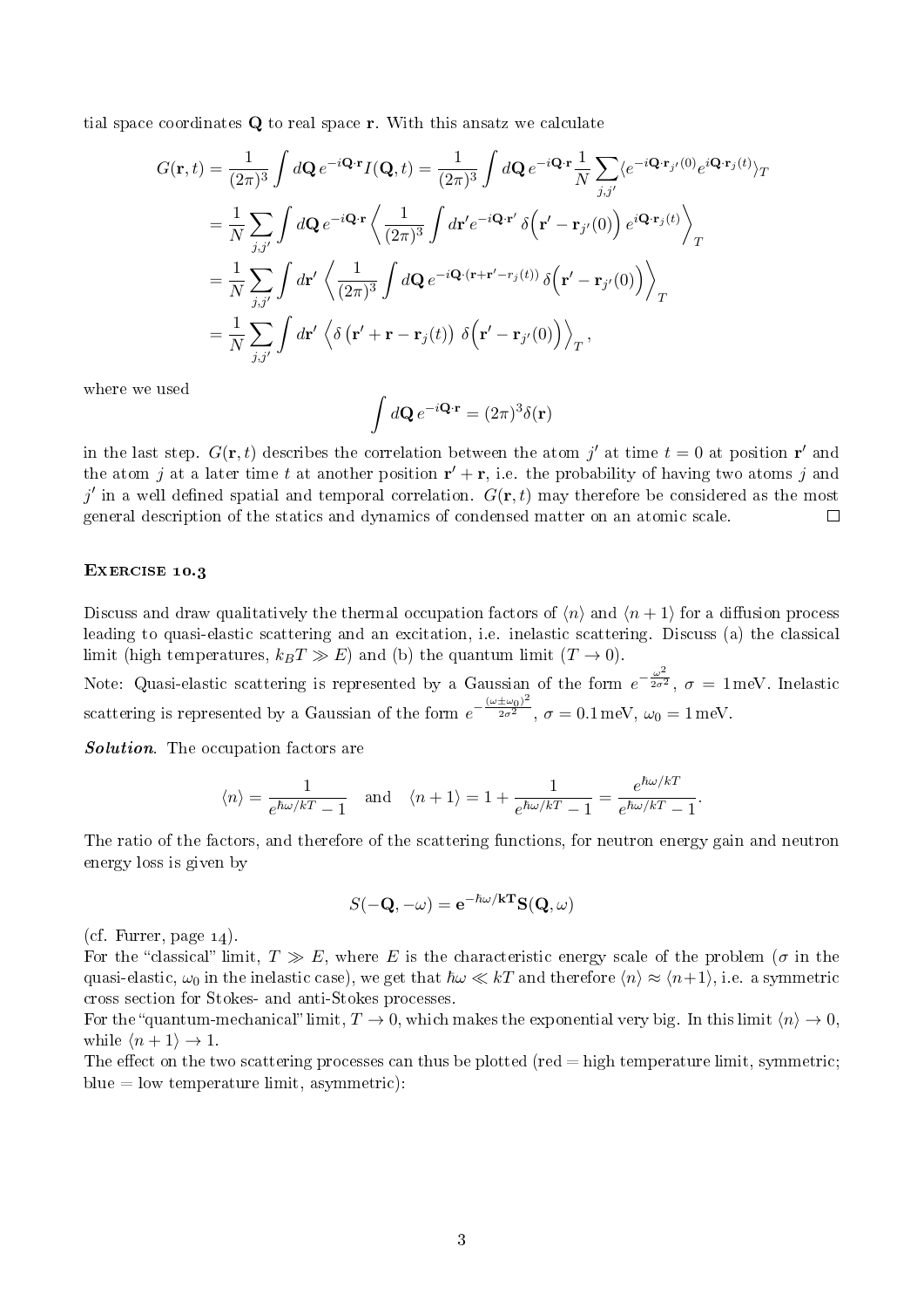tial space coordinates $\mathbf{Q}$ to real space $\mathbf{r}$. With this ansatz we calculate

$$
\begin{aligned}
G(\mathbf{r},t) &= \frac{1}{(2\pi)^3}\int d\mathbf{Q}\, e^{-i\mathbf{Q}\cdot\mathbf{r}} I(\mathbf{Q},t) = \frac{1}{(2\pi)^3}\int d\mathbf{Q}\, e^{-i\mathbf{Q}\cdot\mathbf{r}} \frac{1}{N}\sum_{j,j'} \langle e^{-i\mathbf{Q}\cdot\mathbf{r}_{j'}(0)} e^{i\mathbf{Q}\cdot\mathbf{r}_j(t)}\rangle_T \\
&= \frac{1}{N}\sum_{j,j'} \int d\mathbf{Q}\, e^{-i\mathbf{Q}\cdot\mathbf{r}} \left\langle \frac{1}{(2\pi)^3}\int d\mathbf{r}' e^{-i\mathbf{Q}\cdot\mathbf{r}'}\, \delta\Big(\mathbf{r}' - \mathbf{r}_{j'}(0)\Big)\, e^{i\mathbf{Q}\cdot\mathbf{r}_j(t)} \right\rangle_T \\
&= \frac{1}{N}\sum_{j,j'} \int d\mathbf{r}' \left\langle \frac{1}{(2\pi)^3}\int d\mathbf{Q}\, e^{-i\mathbf{Q}\cdot(\mathbf{r}+\mathbf{r}'-r_j(t))}\, \delta\Big(\mathbf{r}' - \mathbf{r}_{j'}(0)\Big) \right\rangle_T \\
&= \frac{1}{N}\sum_{j,j'} \int d\mathbf{r}' \left\langle \delta\left(\mathbf{r}' + \mathbf{r} - \mathbf{r}_j(t)\right)\, \delta\Big(\mathbf{r}' - \mathbf{r}_{j'}(0)\Big) \right\rangle_T,
\end{aligned}
$$

where we used

$$
\int d\mathbf{Q}\, e^{-i\mathbf{Q}\cdot\mathbf{r}} = (2\pi)^3 \delta(\mathbf{r})
$$

in the last step. $G(\mathbf{r},t)$ describes the correlation between the atom $j'$ at time $t=0$ at position $\mathbf{r}'$ and the atom $j$ at a later time $t$ at another position $\mathbf{r}'+\mathbf{r}$, i.e. the probability of having two atoms $j$ and $j'$ in a well defined spatial and temporal correlation. $G(\mathbf{r},t)$ may therefore be considered as the most general description of the statics and dynamics of condensed matter on an atomic scale. □

### Exercise 10.3

Discuss and draw qualitatively the thermal occupation factors of $\langle n\rangle$ and $\langle n+1\rangle$ for a diffusion process leading to quasi-elastic scattering and an excitation, i.e. inelastic scattering. Discuss (a) the classical limit (high temperatures, $k_BT \gg E$) and (b) the quantum limit ($T\to 0$).

Note: Quasi-elastic scattering is represented by a Gaussian of the form $e^{-\frac{\omega^2}{2\sigma^2}}$, $\sigma = 1\,\text{meV}$. Inelastic scattering is represented by a Gaussian of the form $e^{-\frac{(\omega\pm\omega_0)^2}{2\sigma^2}}$, $\sigma = 0.1\,\text{meV}$, $\omega_0 = 1\,\text{meV}$.

***Solution.*** The occupation factors are

$$
\langle n\rangle = \frac{1}{e^{\hbar\omega/kT}-1} \quad \text{and} \quad \langle n+1\rangle = 1 + \frac{1}{e^{\hbar\omega/kT}-1} = \frac{e^{\hbar\omega/kT}}{e^{\hbar\omega/kT}-1}.
$$

The ratio of the factors, and therefore of the scattering functions, for neutron energy gain and neutron energy loss is given by

$$
S(-\mathbf{Q},-\omega) = \mathbf{e}^{-\hbar\omega/\mathbf{kT}}\mathbf{S}(\mathbf{Q},\omega)
$$

(cf. Furrer, page 14).

For the "classical" limit, $T \gg E$, where $E$ is the characteristic energy scale of the problem ($\sigma$ in the quasi-elastic, $\omega_0$ in the inelastic case), we get that $\hbar\omega \ll kT$ and therefore $\langle n\rangle \approx \langle n+1\rangle$, i.e. a symmetric cross section for Stokes- and anti-Stokes processes.

For the "quantum-mechanical" limit, $T\to 0$, which makes the exponential very big. In this limit $\langle n\rangle \to 0$, while $\langle n+1\rangle \to 1$.

The effect on the two scattering processes can thus be plotted (red = high temperature limit, symmetric; blue = low temperature limit, asymmetric):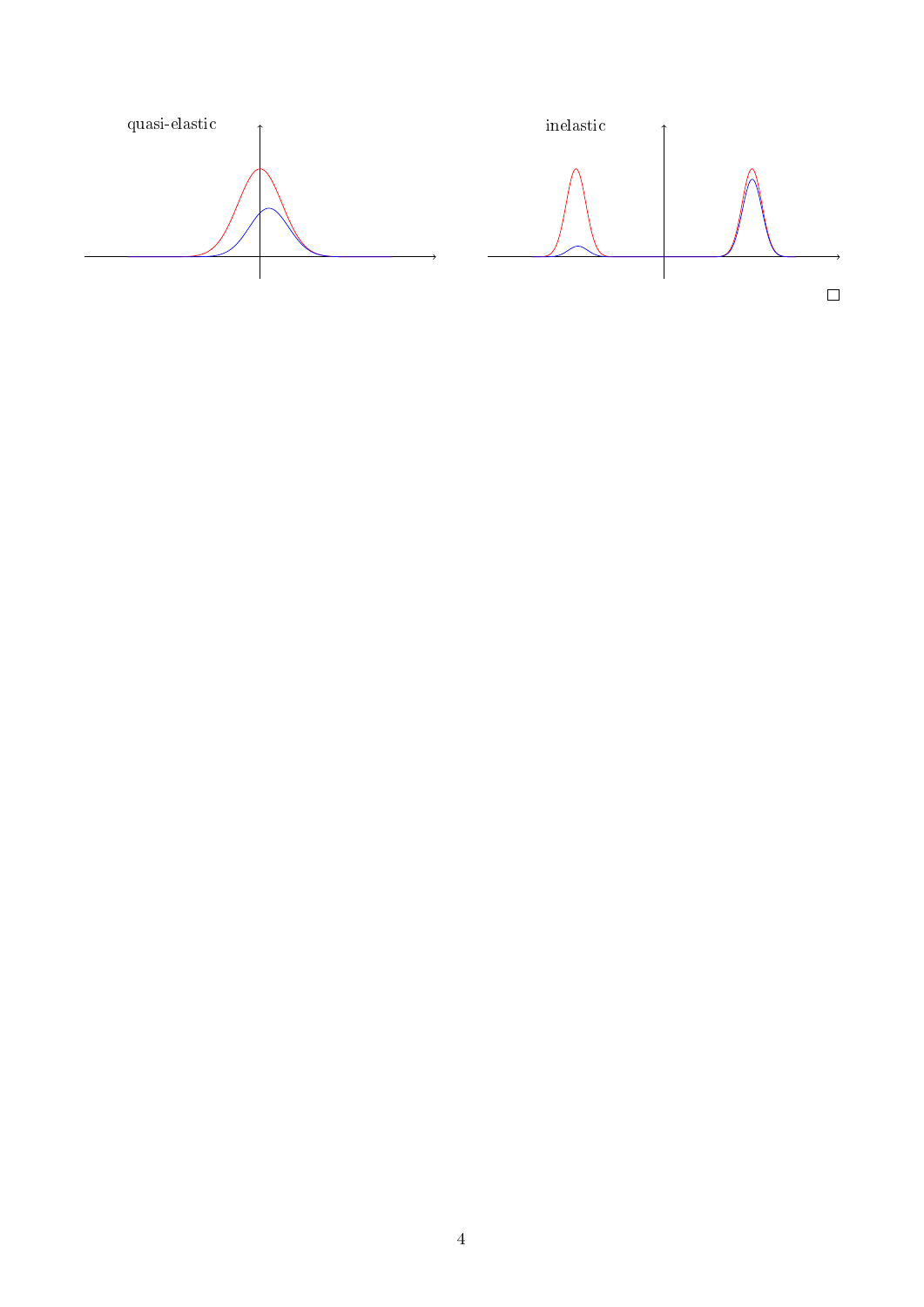quasi-elastic

inelastic

□